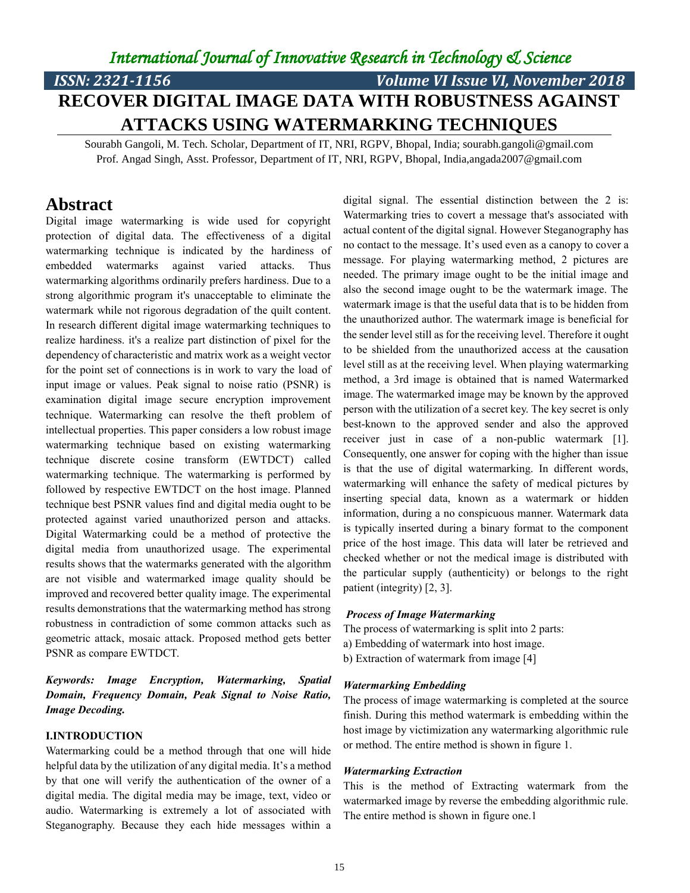// Preserve: Garbled source phrasing (e.g. "hardiness", "quilt content", "canopy", "victimization") reproduced verbatim from the page, not corrected.
# RECOVER DIGITAL IMAGE DATA WITH ROBUSTNESS AGAINST ATTACKS USING WATERMARKING TECHNIQUES

Sourabh Gangoli, M. Tech. Scholar, Department of IT, NRI, RGPV, Bhopal, India; sourabh.gangoli@gmail.com
Prof. Angad Singh, Asst. Professor, Department of IT, NRI, RGPV, Bhopal, India,angada2007@gmail.com

## Abstract

Digital image watermarking is wide used for copyright protection of digital data. The effectiveness of a digital watermarking technique is indicated by the hardiness of embedded watermarks against varied attacks. Thus watermarking algorithms ordinarily prefers hardiness. Due to a strong algorithmic program it's unacceptable to eliminate the watermark while not rigorous degradation of the quilt content. In research different digital image watermarking techniques to realize hardiness. it's a realize part distinction of pixel for the dependency of characteristic and matrix work as a weight vector for the point set of connections is in work to vary the load of input image or values. Peak signal to noise ratio (PSNR) is examination digital image secure encryption improvement technique. Watermarking can resolve the theft problem of intellectual properties. This paper considers a low robust image watermarking technique based on existing watermarking technique discrete cosine transform (EWTDCT) called watermarking technique. The watermarking is performed by followed by respective EWTDCT on the host image. Planned technique best PSNR values find and digital media ought to be protected against varied unauthorized person and attacks. Digital Watermarking could be a method of protective the digital media from unauthorized usage. The experimental results shows that the watermarks generated with the algorithm are not visible and watermarked image quality should be improved and recovered better quality image. The experimental results demonstrations that the watermarking method has strong robustness in contradiction of some common attacks such as geometric attack, mosaic attack. Proposed method gets better PSNR as compare EWTDCT.

***Keywords: Image Encryption, Watermarking, Spatial Domain, Frequency Domain, Peak Signal to Noise Ratio, Image Decoding.***

## I.INTRODUCTION

Watermarking could be a method through that one will hide helpful data by the utilization of any digital media. It's a method by that one will verify the authentication of the owner of a digital media. The digital media may be image, text, video or audio. Watermarking is extremely a lot of associated with Steganography. Because they each hide messages within a digital signal. The essential distinction between the 2 is: Watermarking tries to covert a message that's associated with actual content of the digital signal. However Steganography has no contact to the message. It's used even as a canopy to cover a message. For playing watermarking method, 2 pictures are needed. The primary image ought to be the initial image and also the second image ought to be the watermark image. The watermark image is that the useful data that is to be hidden from the unauthorized author. The watermark image is beneficial for the sender level still as for the receiving level. Therefore it ought to be shielded from the unauthorized access at the causation level still as at the receiving level. When playing watermarking method, a 3rd image is obtained that is named Watermarked image. The watermarked image may be known by the approved person with the utilization of a secret key. The key secret is only best-known to the approved sender and also the approved receiver just in case of a non-public watermark [1]. Consequently, one answer for coping with the higher than issue is that the use of digital watermarking. In different words, watermarking will enhance the safety of medical pictures by inserting special data, known as a watermark or hidden information, during a no conspicuous manner. Watermark data is typically inserted during a binary format to the component price of the host image. This data will later be retrieved and checked whether or not the medical image is distributed with the particular supply (authenticity) or belongs to the right patient (integrity) [2, 3].

### *Process of Image Watermarking*

The process of watermarking is split into 2 parts:

a) Embedding of watermark into host image.

b) Extraction of watermark from image [4]

### *Watermarking Embedding*

The process of image watermarking is completed at the source finish. During this method watermark is embedding within the host image by victimization any watermarking algorithmic rule or method. The entire method is shown in figure 1.

### *Watermarking Extraction*

This is the method of Extracting watermark from the watermarked image by reverse the embedding algorithmic rule. The entire method is shown in figure one.1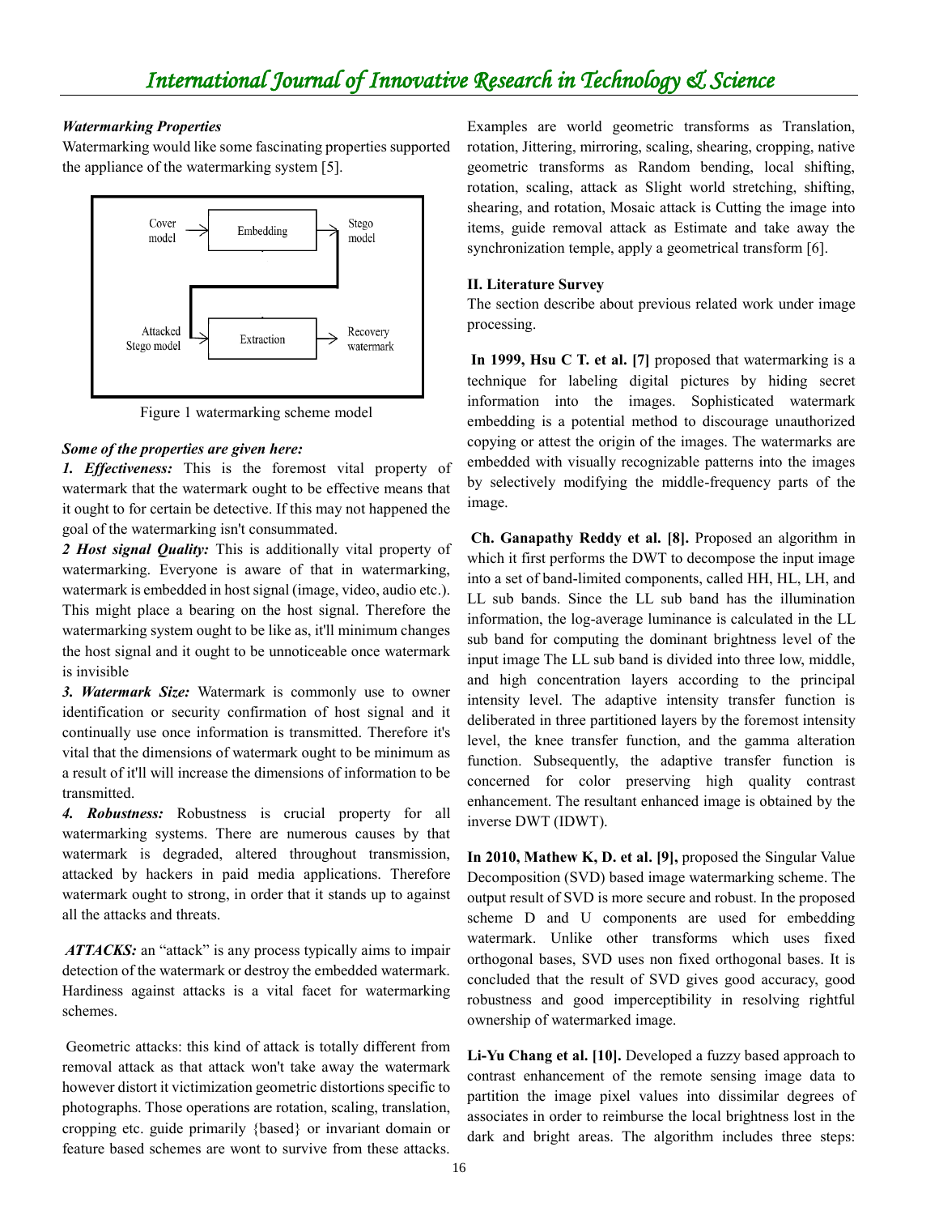***Watermarking Properties***

Watermarking would like some fascinating properties supported the appliance of the watermarking system [5].

Figure 1 watermarking scheme model

***Some of the properties are given here:***

***1. Effectiveness:*** This is the foremost vital property of watermark that the watermark ought to be effective means that it ought to for certain be detective. If this may not happened the goal of the watermarking isn't consummated.

***2 Host signal Quality:*** This is additionally vital property of watermarking. Everyone is aware of that in watermarking, watermark is embedded in host signal (image, video, audio etc.). This might place a bearing on the host signal. Therefore the watermarking system ought to be like as, it'll minimum changes the host signal and it ought to be unnoticeable once watermark is invisible

***3. Watermark Size:*** Watermark is commonly use to owner identification or security confirmation of host signal and it continually use once information is transmitted. Therefore it's vital that the dimensions of watermark ought to be minimum as a result of it'll will increase the dimensions of information to be transmitted.

***4. Robustness:*** Robustness is crucial property for all watermarking systems. There are numerous causes by that watermark is degraded, altered throughout transmission, attacked by hackers in paid media applications. Therefore watermark ought to strong, in order that it stands up to against all the attacks and threats.

***ATTACKS:*** an "attack" is any process typically aims to impair detection of the watermark or destroy the embedded watermark. Hardiness against attacks is a vital facet for watermarking schemes.

Geometric attacks: this kind of attack is totally different from removal attack as that attack won't take away the watermark however distort it victimization geometric distortions specific to photographs. Those operations are rotation, scaling, translation, cropping etc. guide primarily {based} or invariant domain or feature based schemes are wont to survive from these attacks. Examples are world geometric transforms as Translation, rotation, Jittering, mirroring, scaling, shearing, cropping, native geometric transforms as Random bending, local shifting, rotation, scaling, attack as Slight world stretching, shifting, shearing, and rotation, Mosaic attack is Cutting the image into items, guide removal attack as Estimate and take away the synchronization temple, apply a geometrical transform [6].

## II. Literature Survey

The section describe about previous related work under image processing.

**In 1999, Hsu C T. et al. [7]** proposed that watermarking is a technique for labeling digital pictures by hiding secret information into the images. Sophisticated watermark embedding is a potential method to discourage unauthorized copying or attest the origin of the images. The watermarks are embedded with visually recognizable patterns into the images by selectively modifying the middle-frequency parts of the image.

**Ch. Ganapathy Reddy et al. [8].** Proposed an algorithm in which it first performs the DWT to decompose the input image into a set of band-limited components, called HH, HL, LH, and LL sub bands. Since the LL sub band has the illumination information, the log-average luminance is calculated in the LL sub band for computing the dominant brightness level of the input image The LL sub band is divided into three low, middle, and high concentration layers according to the principal intensity level. The adaptive intensity transfer function is deliberated in three partitioned layers by the foremost intensity level, the knee transfer function, and the gamma alteration function. Subsequently, the adaptive transfer function is concerned for color preserving high quality contrast enhancement. The resultant enhanced image is obtained by the inverse DWT (IDWT).

**In 2010, Mathew K, D. et al. [9],** proposed the Singular Value Decomposition (SVD) based image watermarking scheme. The output result of SVD is more secure and robust. In the proposed scheme D and U components are used for embedding watermark. Unlike other transforms which uses fixed orthogonal bases, SVD uses non fixed orthogonal bases. It is concluded that the result of SVD gives good accuracy, good robustness and good imperceptibility in resolving rightful ownership of watermarked image.

**Li-Yu Chang et al. [10].** Developed a fuzzy based approach to contrast enhancement of the remote sensing image data to partition the image pixel values into dissimilar degrees of associates in order to reimburse the local brightness lost in the dark and bright areas. The algorithm includes three steps: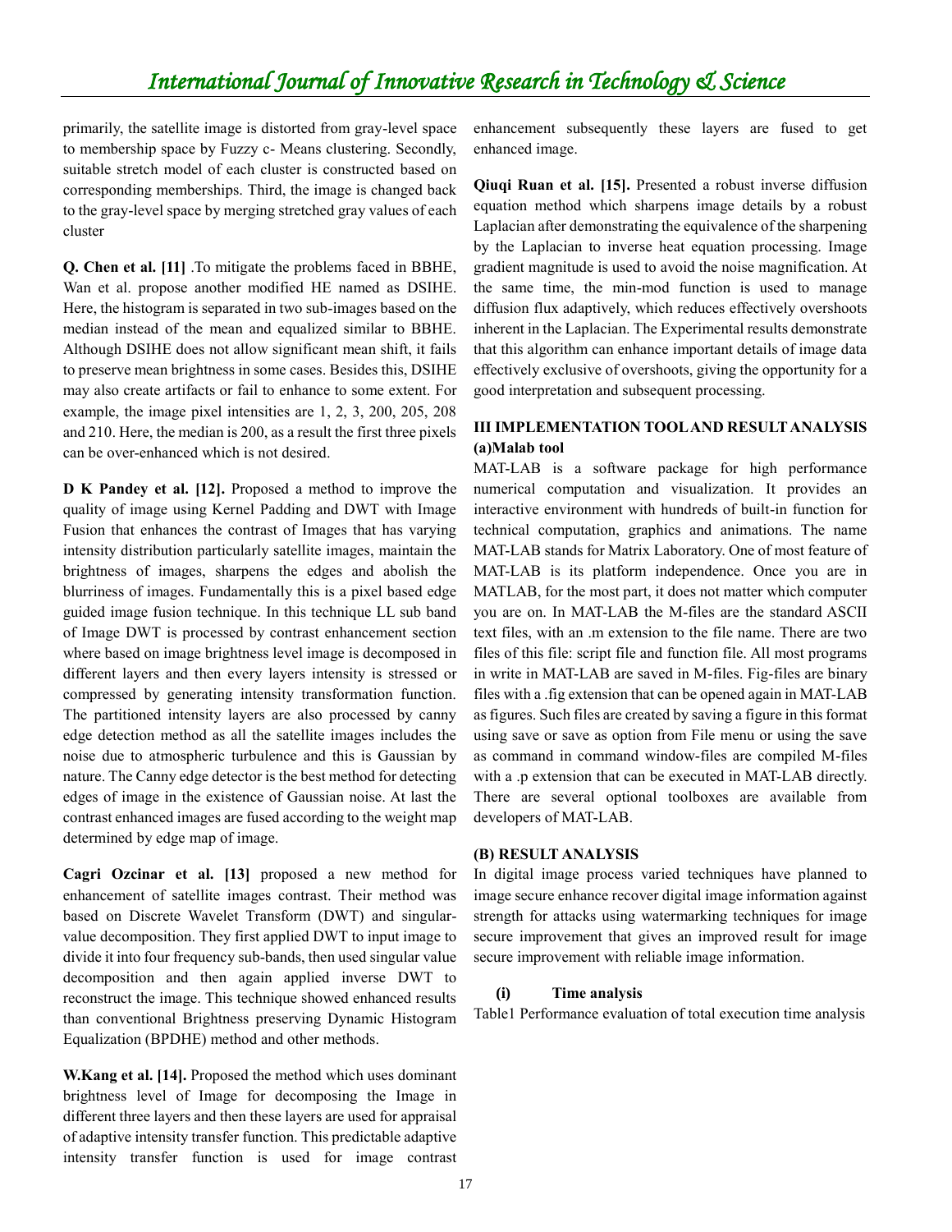primarily, the satellite image is distorted from gray-level space to membership space by Fuzzy c- Means clustering. Secondly, suitable stretch model of each cluster is constructed based on corresponding memberships. Third, the image is changed back to the gray-level space by merging stretched gray values of each cluster

**Q. Chen et al. [11]** .To mitigate the problems faced in BBHE, Wan et al. propose another modified HE named as DSIHE. Here, the histogram is separated in two sub-images based on the median instead of the mean and equalized similar to BBHE. Although DSIHE does not allow significant mean shift, it fails to preserve mean brightness in some cases. Besides this, DSIHE may also create artifacts or fail to enhance to some extent. For example, the image pixel intensities are 1, 2, 3, 200, 205, 208 and 210. Here, the median is 200, as a result the first three pixels can be over-enhanced which is not desired.

**D K Pandey et al. [12].** Proposed a method to improve the quality of image using Kernel Padding and DWT with Image Fusion that enhances the contrast of Images that has varying intensity distribution particularly satellite images, maintain the brightness of images, sharpens the edges and abolish the blurriness of images. Fundamentally this is a pixel based edge guided image fusion technique. In this technique LL sub band of Image DWT is processed by contrast enhancement section where based on image brightness level image is decomposed in different layers and then every layers intensity is stressed or compressed by generating intensity transformation function. The partitioned intensity layers are also processed by canny edge detection method as all the satellite images includes the noise due to atmospheric turbulence and this is Gaussian by nature. The Canny edge detector is the best method for detecting edges of image in the existence of Gaussian noise. At last the contrast enhanced images are fused according to the weight map determined by edge map of image.

**Cagri Ozcinar et al. [13]** proposed a new method for enhancement of satellite images contrast. Their method was based on Discrete Wavelet Transform (DWT) and singular-value decomposition. They first applied DWT to input image to divide it into four frequency sub-bands, then used singular value decomposition and then again applied inverse DWT to reconstruct the image. This technique showed enhanced results than conventional Brightness preserving Dynamic Histogram Equalization (BPDHE) method and other methods.

**W.Kang et al. [14].** Proposed the method which uses dominant brightness level of Image for decomposing the Image in different three layers and then these layers are used for appraisal of adaptive intensity transfer function. This predictable adaptive intensity transfer function is used for image contrast enhancement subsequently these layers are fused to get enhanced image.

**Qiuqi Ruan et al. [15].** Presented a robust inverse diffusion equation method which sharpens image details by a robust Laplacian after demonstrating the equivalence of the sharpening by the Laplacian to inverse heat equation processing. Image gradient magnitude is used to avoid the noise magnification. At the same time, the min-mod function is used to manage diffusion flux adaptively, which reduces effectively overshoots inherent in the Laplacian. The Experimental results demonstrate that this algorithm can enhance important details of image data effectively exclusive of overshoots, giving the opportunity for a good interpretation and subsequent processing.

## III IMPLEMENTATION TOOL AND RESULT ANALYSIS

### (a)Malab tool

MAT-LAB is a software package for high performance numerical computation and visualization. It provides an interactive environment with hundreds of built-in function for technical computation, graphics and animations. The name MAT-LAB stands for Matrix Laboratory. One of most feature of MAT-LAB is its platform independence. Once you are in MATLAB, for the most part, it does not matter which computer you are on. In MAT-LAB the M-files are the standard ASCII text files, with an .m extension to the file name. There are two files of this file: script file and function file. All most programs in write in MAT-LAB are saved in M-files. Fig-files are binary files with a .fig extension that can be opened again in MAT-LAB as figures. Such files are created by saving a figure in this format using save or save as option from File menu or using the save as command in command window-files are compiled M-files with a .p extension that can be executed in MAT-LAB directly. There are several optional toolboxes are available from developers of MAT-LAB.

### (B) RESULT ANALYSIS

In digital image process varied techniques have planned to image secure enhance recover digital image information against strength for attacks using watermarking techniques for image secure improvement that gives an improved result for image secure improvement with reliable image information.

#### (i) Time analysis

Table1 Performance evaluation of total execution time analysis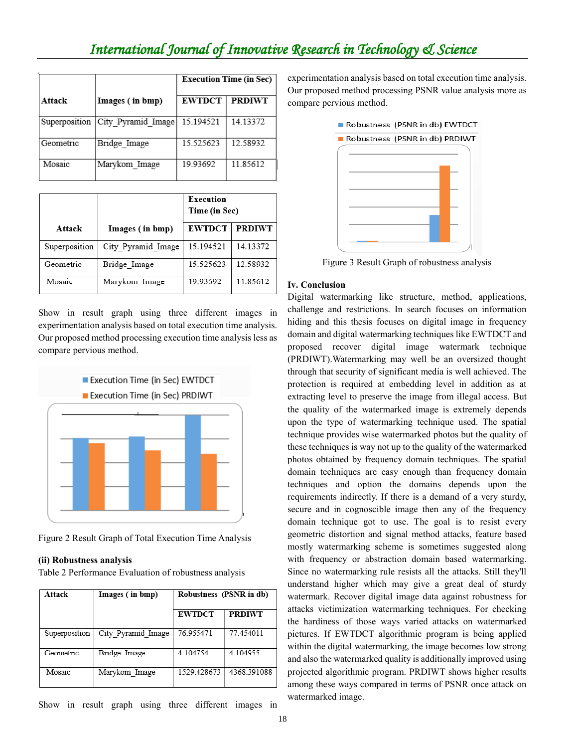| Attack | Images ( in bmp) | Execution Time (in Sec) | |
|---|---|---|---|
| | | EWTDCT | PRDIWT |
| Superposition | City_Pyramid_Image | 15.194521 | 14.13372 |
| Geometric | Bridge_Image | 15.525623 | 12.58932 |
| Mosaic | Marykom_Image | 19.93692 | 11.85612 |

| Attack | Images ( in bmp) | Execution Time (in Sec) | |
|---|---|---|---|
| | | EWTDCT | PRDIWT |
| Superposition | City_Pyramid_Image | 15.194521 | 14.13372 |
| Geometric | Bridge_Image | 15.525623 | 12.58932 |
| Mosaic | Marykom_Image | 19.93692 | 11.85612 |

Show in result graph using three different images in experimentation analysis based on total execution time analysis. Our proposed method processing execution time analysis less as compare pervious method.

Figure 2 Result Graph of Total Execution Time Analysis

**(ii) Robustness analysis**

Table 2 Performance Evaluation of robustness analysis

| Attack | Images ( in bmp) | Robustness (PSNR in db) | |
|---|---|---|---|
| | | EWTDCT | PRDIWT |
| Superposition | City_Pyramid_Image | 76.955471 | 77.454011 |
| Geometric | Bridge_Image | 4.104754 | 4.104955 |
| Mosaic | Marykom_Image | 1529.428673 | 4368.391088 |

Show in result graph using three different images in experimentation analysis based on total execution time analysis. Our proposed method processing PSNR value analysis more as compare pervious method.

Figure 3 Result Graph of robustness analysis

## Iv. Conclusion

Digital watermarking like structure, method, applications, challenge and restrictions. In search focuses on information hiding and this thesis focuses on digital image in frequency domain and digital watermarking techniques like EWTDCT and proposed recover digital image watermark technique (PRDIWT).Watermarking may well be an oversized thought through that security of significant media is well achieved. The protection is required at embedding level in addition as at extracting level to preserve the image from illegal access. But the quality of the watermarked image is extremely depends upon the type of watermarking technique used. The spatial technique provides wise watermarked photos but the quality of these techniques is way not up to the quality of the watermarked photos obtained by frequency domain techniques. The spatial domain techniques are easy enough than frequency domain techniques and option the domains depends upon the requirements indirectly. If there is a demand of a very sturdy, secure and in cognoscible image then any of the frequency domain technique got to use. The goal is to resist every geometric distortion and signal method attacks, feature based mostly watermarking scheme is sometimes suggested along with frequency or abstraction domain based watermarking. Since no watermarking rule resists all the attacks. Still they'll understand higher which may give a great deal of sturdy watermark. Recover digital image data against robustness for attacks victimization watermarking techniques. For checking the hardiness of those ways varied attacks on watermarked pictures. If EWTDCT algorithmic program is being applied within the digital watermarking, the image becomes low strong and also the watermarked quality is additionally improved using projected algorithmic program. PRDIWT shows higher results among these ways compared in terms of PSNR once attack on watermarked image.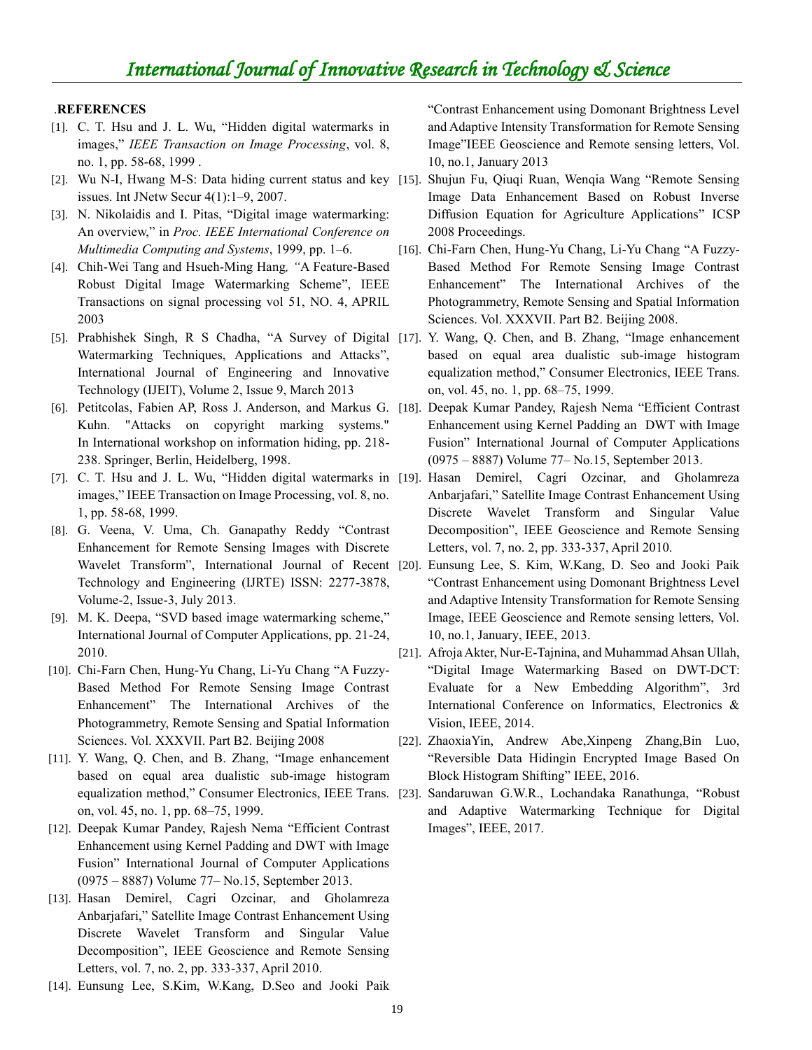.**REFERENCES**

[1]. C. T. Hsu and J. L. Wu, "Hidden digital watermarks in images," *IEEE Transaction on Image Processing*, vol. 8, no. 1, pp. 58-68, 1999 .

[2]. Wu N-I, Hwang M-S: Data hiding current status and key issues. Int JNetw Secur 4(1):1–9, 2007.

[3]. N. Nikolaidis and I. Pitas, "Digital image watermarking: An overview," in *Proc. IEEE International Conference on Multimedia Computing and Systems*, 1999, pp. 1–6.

[4]. Chih-Wei Tang and Hsueh-Ming Hang*, "*A Feature-Based Robust Digital Image Watermarking Scheme", IEEE Transactions on signal processing vol 51, NO. 4, APRIL 2003

[5]. Prabhishek Singh, R S Chadha, "A Survey of Digital Watermarking Techniques, Applications and Attacks", International Journal of Engineering and Innovative Technology (IJEIT), Volume 2, Issue 9, March 2013

[6]. Petitcolas, Fabien AP, Ross J. Anderson, and Markus G. Kuhn. "Attacks on copyright marking systems." In International workshop on information hiding, pp. 218-238. Springer, Berlin, Heidelberg, 1998.

[7]. C. T. Hsu and J. L. Wu, "Hidden digital watermarks in images," IEEE Transaction on Image Processing, vol. 8, no. 1, pp. 58-68, 1999.

[8]. G. Veena, V. Uma, Ch. Ganapathy Reddy "Contrast Enhancement for Remote Sensing Images with Discrete Wavelet Transform", International Journal of Recent Technology and Engineering (IJRTE) ISSN: 2277-3878, Volume-2, Issue-3, July 2013.

[9]. M. K. Deepa, "SVD based image watermarking scheme," International Journal of Computer Applications, pp. 21-24, 2010.

[10]. Chi-Farn Chen, Hung-Yu Chang, Li-Yu Chang "A Fuzzy-Based Method For Remote Sensing Image Contrast Enhancement" The International Archives of the Photogrammetry, Remote Sensing and Spatial Information Sciences. Vol. XXXVII. Part B2. Beijing 2008

[11]. Y. Wang, Q. Chen, and B. Zhang, "Image enhancement based on equal area dualistic sub-image histogram equalization method," Consumer Electronics, IEEE Trans. on, vol. 45, no. 1, pp. 68–75, 1999.

[12]. Deepak Kumar Pandey, Rajesh Nema "Efficient Contrast Enhancement using Kernel Padding and DWT with Image Fusion" International Journal of Computer Applications (0975 – 8887) Volume 77– No.15, September 2013.

[13]. Hasan Demirel, Cagri Ozcinar, and Gholamreza Anbarjafari," Satellite Image Contrast Enhancement Using Discrete Wavelet Transform and Singular Value Decomposition", IEEE Geoscience and Remote Sensing Letters, vol. 7, no. 2, pp. 333-337, April 2010.

[14]. Eunsung Lee, S.Kim, W.Kang, D.Seo and Jooki Paik "Contrast Enhancement using Domonant Brightness Level and Adaptive Intensity Transformation for Remote Sensing Image"IEEE Geoscience and Remote sensing letters, Vol. 10, no.1, January 2013

[15]. Shujun Fu, Qiuqi Ruan, Wenqia Wang "Remote Sensing Image Data Enhancement Based on Robust Inverse Diffusion Equation for Agriculture Applications" ICSP 2008 Proceedings.

[16]. Chi-Farn Chen, Hung-Yu Chang, Li-Yu Chang "A Fuzzy-Based Method For Remote Sensing Image Contrast Enhancement" The International Archives of the Photogrammetry, Remote Sensing and Spatial Information Sciences. Vol. XXXVII. Part B2. Beijing 2008.

[17]. Y. Wang, Q. Chen, and B. Zhang, "Image enhancement based on equal area dualistic sub-image histogram equalization method," Consumer Electronics, IEEE Trans. on, vol. 45, no. 1, pp. 68–75, 1999.

[18]. Deepak Kumar Pandey, Rajesh Nema "Efficient Contrast Enhancement using Kernel Padding an DWT with Image Fusion" International Journal of Computer Applications (0975 – 8887) Volume 77– No.15, September 2013.

[19]. Hasan Demirel, Cagri Ozcinar, and Gholamreza Anbarjafari," Satellite Image Contrast Enhancement Using Discrete Wavelet Transform and Singular Value Decomposition", IEEE Geoscience and Remote Sensing Letters, vol. 7, no. 2, pp. 333-337, April 2010.

[20]. Eunsung Lee, S. Kim, W.Kang, D. Seo and Jooki Paik "Contrast Enhancement using Domonant Brightness Level and Adaptive Intensity Transformation for Remote Sensing Image, IEEE Geoscience and Remote sensing letters, Vol. 10, no.1, January, IEEE, 2013.

[21]. Afroja Akter, Nur-E-Tajnina, and Muhammad Ahsan Ullah, "Digital Image Watermarking Based on DWT-DCT: Evaluate for a New Embedding Algorithm", 3rd International Conference on Informatics, Electronics & Vision, IEEE, 2014.

[22]. ZhaoxiaYin, Andrew Abe,Xinpeng Zhang,Bin Luo, "Reversible Data Hidingin Encrypted Image Based On Block Histogram Shifting" IEEE, 2016.

[23]. Sandaruwan G.W.R., Lochandaka Ranathunga, "Robust and Adaptive Watermarking Technique for Digital Images", IEEE, 2017.